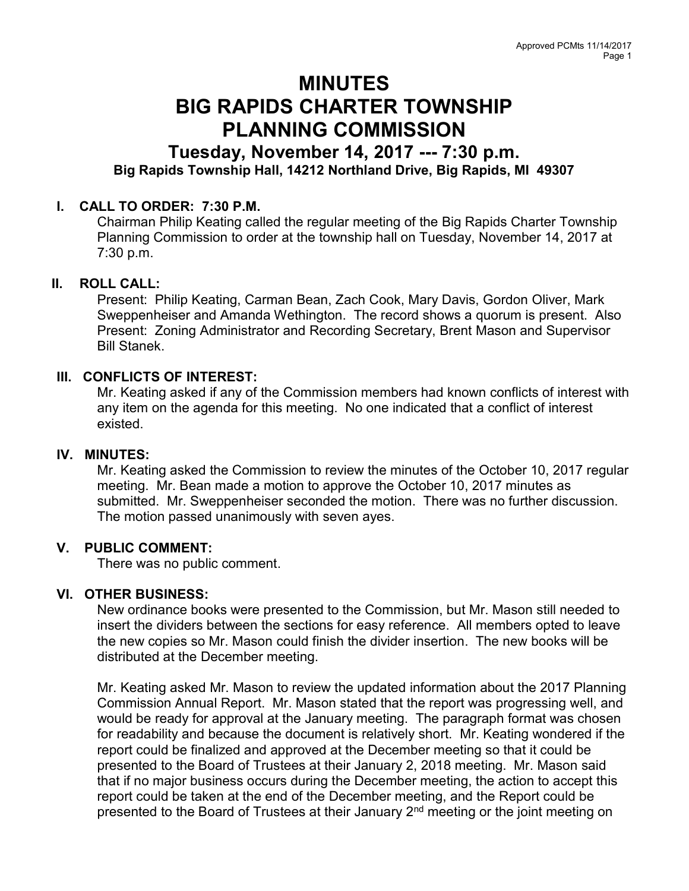# MINUTES
# BIG RAPIDS CHARTER TOWNSHIP
# PLANNING COMMISSION
## Tuesday, November 14, 2017 --- 7:30 p.m.
### Big Rapids Township Hall, 14212 Northland Drive, Big Rapids, MI 49307

**I. CALL TO ORDER: 7:30 P.M.**

Chairman Philip Keating called the regular meeting of the Big Rapids Charter Township Planning Commission to order at the township hall on Tuesday, November 14, 2017 at 7:30 p.m.

**II. ROLL CALL:**

Present: Philip Keating, Carman Bean, Zach Cook, Mary Davis, Gordon Oliver, Mark Sweppenheiser and Amanda Wethington. The record shows a quorum is present. Also Present: Zoning Administrator and Recording Secretary, Brent Mason and Supervisor Bill Stanek.

**III. CONFLICTS OF INTEREST:**

Mr. Keating asked if any of the Commission members had known conflicts of interest with any item on the agenda for this meeting. No one indicated that a conflict of interest existed.

**IV. MINUTES:**

Mr. Keating asked the Commission to review the minutes of the October 10, 2017 regular meeting. Mr. Bean made a motion to approve the October 10, 2017 minutes as submitted. Mr. Sweppenheiser seconded the motion. There was no further discussion. The motion passed unanimously with seven ayes.

**V. PUBLIC COMMENT:**

There was no public comment.

**VI. OTHER BUSINESS:**

New ordinance books were presented to the Commission, but Mr. Mason still needed to insert the dividers between the sections for easy reference. All members opted to leave the new copies so Mr. Mason could finish the divider insertion. The new books will be distributed at the December meeting.

Mr. Keating asked Mr. Mason to review the updated information about the 2017 Planning Commission Annual Report. Mr. Mason stated that the report was progressing well, and would be ready for approval at the January meeting. The paragraph format was chosen for readability and because the document is relatively short. Mr. Keating wondered if the report could be finalized and approved at the December meeting so that it could be presented to the Board of Trustees at their January 2, 2018 meeting. Mr. Mason said that if no major business occurs during the December meeting, the action to accept this report could be taken at the end of the December meeting, and the Report could be presented to the Board of Trustees at their January 2nd meeting or the joint meeting on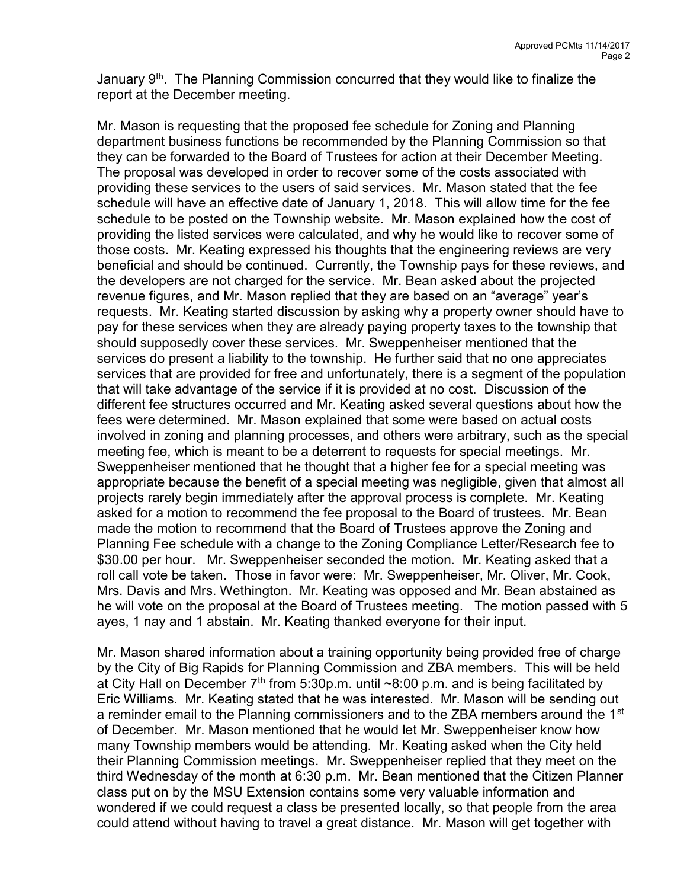January 9th. The Planning Commission concurred that they would like to finalize the report at the December meeting.

Mr. Mason is requesting that the proposed fee schedule for Zoning and Planning department business functions be recommended by the Planning Commission so that they can be forwarded to the Board of Trustees for action at their December Meeting. The proposal was developed in order to recover some of the costs associated with providing these services to the users of said services. Mr. Mason stated that the fee schedule will have an effective date of January 1, 2018. This will allow time for the fee schedule to be posted on the Township website. Mr. Mason explained how the cost of providing the listed services were calculated, and why he would like to recover some of those costs. Mr. Keating expressed his thoughts that the engineering reviews are very beneficial and should be continued. Currently, the Township pays for these reviews, and the developers are not charged for the service. Mr. Bean asked about the projected revenue figures, and Mr. Mason replied that they are based on an "average" year's requests. Mr. Keating started discussion by asking why a property owner should have to pay for these services when they are already paying property taxes to the township that should supposedly cover these services. Mr. Sweppenheiser mentioned that the services do present a liability to the township. He further said that no one appreciates services that are provided for free and unfortunately, there is a segment of the population that will take advantage of the service if it is provided at no cost. Discussion of the different fee structures occurred and Mr. Keating asked several questions about how the fees were determined. Mr. Mason explained that some were based on actual costs involved in zoning and planning processes, and others were arbitrary, such as the special meeting fee, which is meant to be a deterrent to requests for special meetings. Mr. Sweppenheiser mentioned that he thought that a higher fee for a special meeting was appropriate because the benefit of a special meeting was negligible, given that almost all projects rarely begin immediately after the approval process is complete. Mr. Keating asked for a motion to recommend the fee proposal to the Board of trustees. Mr. Bean made the motion to recommend that the Board of Trustees approve the Zoning and Planning Fee schedule with a change to the Zoning Compliance Letter/Research fee to $30.00 per hour. Mr. Sweppenheiser seconded the motion. Mr. Keating asked that a roll call vote be taken. Those in favor were: Mr. Sweppenheiser, Mr. Oliver, Mr. Cook, Mrs. Davis and Mrs. Wethington. Mr. Keating was opposed and Mr. Bean abstained as he will vote on the proposal at the Board of Trustees meeting. The motion passed with 5 ayes, 1 nay and 1 abstain. Mr. Keating thanked everyone for their input.

Mr. Mason shared information about a training opportunity being provided free of charge by the City of Big Rapids for Planning Commission and ZBA members. This will be held at City Hall on December 7th from 5:30p.m. until ~8:00 p.m. and is being facilitated by Eric Williams. Mr. Keating stated that he was interested. Mr. Mason will be sending out a reminder email to the Planning commissioners and to the ZBA members around the 1st of December. Mr. Mason mentioned that he would let Mr. Sweppenheiser know how many Township members would be attending. Mr. Keating asked when the City held their Planning Commission meetings. Mr. Sweppenheiser replied that they meet on the third Wednesday of the month at 6:30 p.m. Mr. Bean mentioned that the Citizen Planner class put on by the MSU Extension contains some very valuable information and wondered if we could request a class be presented locally, so that people from the area could attend without having to travel a great distance. Mr. Mason will get together with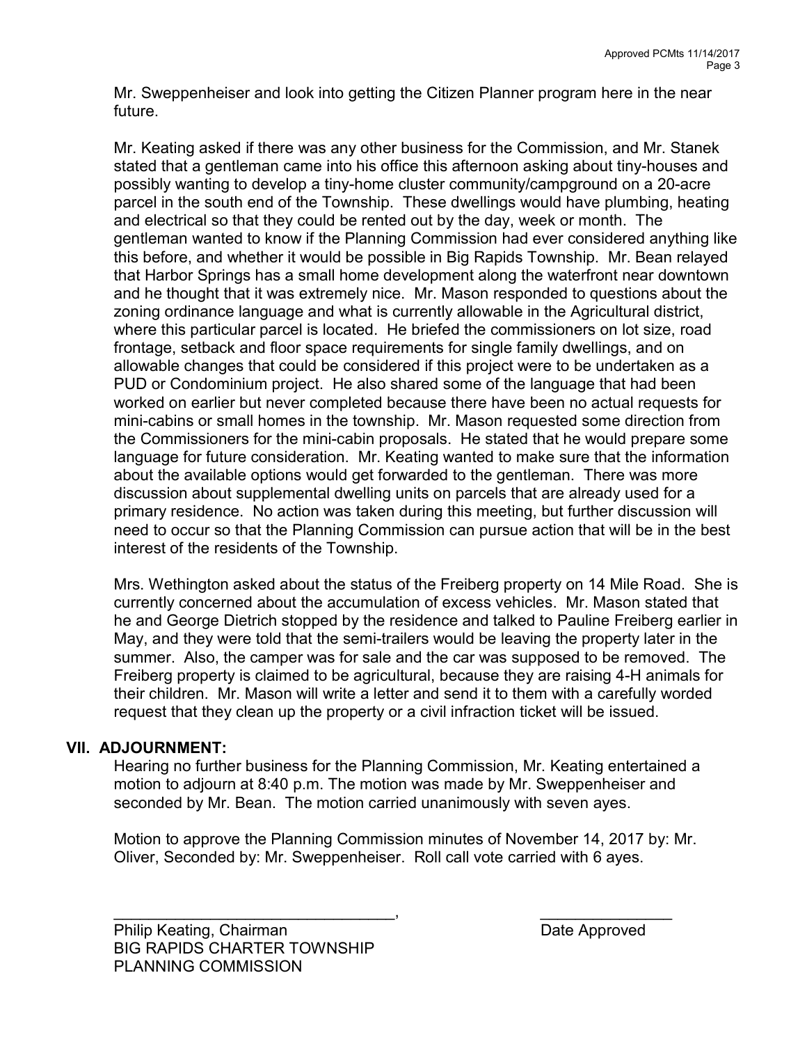Mr. Sweppenheiser and look into getting the Citizen Planner program here in the near future.

Mr. Keating asked if there was any other business for the Commission, and Mr. Stanek stated that a gentleman came into his office this afternoon asking about tiny-houses and possibly wanting to develop a tiny-home cluster community/campground on a 20-acre parcel in the south end of the Township. These dwellings would have plumbing, heating and electrical so that they could be rented out by the day, week or month. The gentleman wanted to know if the Planning Commission had ever considered anything like this before, and whether it would be possible in Big Rapids Township. Mr. Bean relayed that Harbor Springs has a small home development along the waterfront near downtown and he thought that it was extremely nice. Mr. Mason responded to questions about the zoning ordinance language and what is currently allowable in the Agricultural district, where this particular parcel is located. He briefed the commissioners on lot size, road frontage, setback and floor space requirements for single family dwellings, and on allowable changes that could be considered if this project were to be undertaken as a PUD or Condominium project. He also shared some of the language that had been worked on earlier but never completed because there have been no actual requests for mini-cabins or small homes in the township. Mr. Mason requested some direction from the Commissioners for the mini-cabin proposals. He stated that he would prepare some language for future consideration. Mr. Keating wanted to make sure that the information about the available options would get forwarded to the gentleman. There was more discussion about supplemental dwelling units on parcels that are already used for a primary residence. No action was taken during this meeting, but further discussion will need to occur so that the Planning Commission can pursue action that will be in the best interest of the residents of the Township.

Mrs. Wethington asked about the status of the Freiberg property on 14 Mile Road. She is currently concerned about the accumulation of excess vehicles. Mr. Mason stated that he and George Dietrich stopped by the residence and talked to Pauline Freiberg earlier in May, and they were told that the semi-trailers would be leaving the property later in the summer. Also, the camper was for sale and the car was supposed to be removed. The Freiberg property is claimed to be agricultural, because they are raising 4-H animals for their children. Mr. Mason will write a letter and send it to them with a carefully worded request that they clean up the property or a civil infraction ticket will be issued.

## VII. ADJOURNMENT:

Hearing no further business for the Planning Commission, Mr. Keating entertained a motion to adjourn at 8:40 p.m. The motion was made by Mr. Sweppenheiser and seconded by Mr. Bean. The motion carried unanimously with seven ayes.

Motion to approve the Planning Commission minutes of November 14, 2017 by: Mr. Oliver, Seconded by: Mr. Sweppenheiser. Roll call vote carried with 6 ayes.

\_\_\_\_\_\_\_\_\_\_\_\_\_\_\_\_\_\_\_\_\_\_\_\_\_\_\_\_\_\_\_\_\_\_,                    \_\_\_\_\_\_\_\_\_\_\_\_\_\_\_\_

Philip Keating, Chairman                                        Date Approved
BIG RAPIDS CHARTER TOWNSHIP
PLANNING COMMISSION